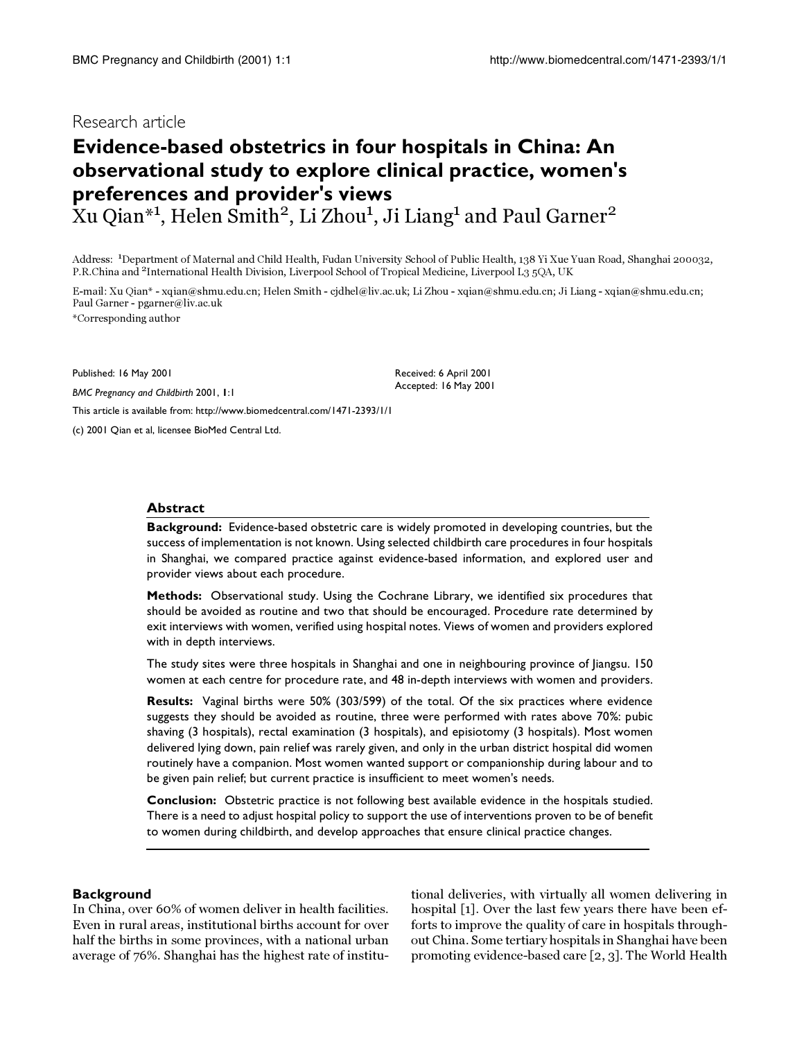Research article

# Evidence-based obstetrics in four hospitals in China: An observational study to explore clinical practice, women's preferences and provider's views

Xu Qian*[1], Helen Smith[2], Li Zhou[1], Ji Liang[1] and Paul Garner[2]

Address: [1]Department of Maternal and Child Health, Fudan University School of Public Health, 138 Yi Xue Yuan Road, Shanghai 200032, P.R.China and [2]International Health Division, Liverpool School of Tropical Medicine, Liverpool L3 5QA, UK

E-mail: Xu Qian* - xqian@shmu.edu.cn; Helen Smith - cjdhel@liv.ac.uk; Li Zhou - xqian@shmu.edu.cn; Ji Liang - xqian@shmu.edu.cn; Paul Garner - pgarner@liv.ac.uk

*Corresponding author

Published: 16 May 2001

*BMC Pregnancy and Childbirth* 2001, **1**:1

This article is available from: http://www.biomedcentral.com/1471-2393/1/1

(c) 2001 Qian et al, licensee BioMed Central Ltd.

Received: 6 April 2001
Accepted: 16 May 2001

## Abstract

**Background:** Evidence-based obstetric care is widely promoted in developing countries, but the success of implementation is not known. Using selected childbirth care procedures in four hospitals in Shanghai, we compared practice against evidence-based information, and explored user and provider views about each procedure.

**Methods:** Observational study. Using the Cochrane Library, we identified six procedures that should be avoided as routine and two that should be encouraged. Procedure rate determined by exit interviews with women, verified using hospital notes. Views of women and providers explored with in depth interviews.

The study sites were three hospitals in Shanghai and one in neighbouring province of Jiangsu. 150 women at each centre for procedure rate, and 48 in-depth interviews with women and providers.

**Results:** Vaginal births were 50% (303/599) of the total. Of the six practices where evidence suggests they should be avoided as routine, three were performed with rates above 70%: pubic shaving (3 hospitals), rectal examination (3 hospitals), and episiotomy (3 hospitals). Most women delivered lying down, pain relief was rarely given, and only in the urban district hospital did women routinely have a companion. Most women wanted support or companionship during labour and to be given pain relief; but current practice is insufficient to meet women's needs.

**Conclusion:** Obstetric practice is not following best available evidence in the hospitals studied. There is a need to adjust hospital policy to support the use of interventions proven to be of benefit to women during childbirth, and develop approaches that ensure clinical practice changes.

## Background

In China, over 60% of women deliver in health facilities. Even in rural areas, institutional births account for over half the births in some provinces, with a national urban average of 76%. Shanghai has the highest rate of institutional deliveries, with virtually all women delivering in hospital [1]. Over the last few years there have been efforts to improve the quality of care in hospitals throughout China. Some tertiary hospitals in Shanghai have been promoting evidence-based care [2, 3]. The World Health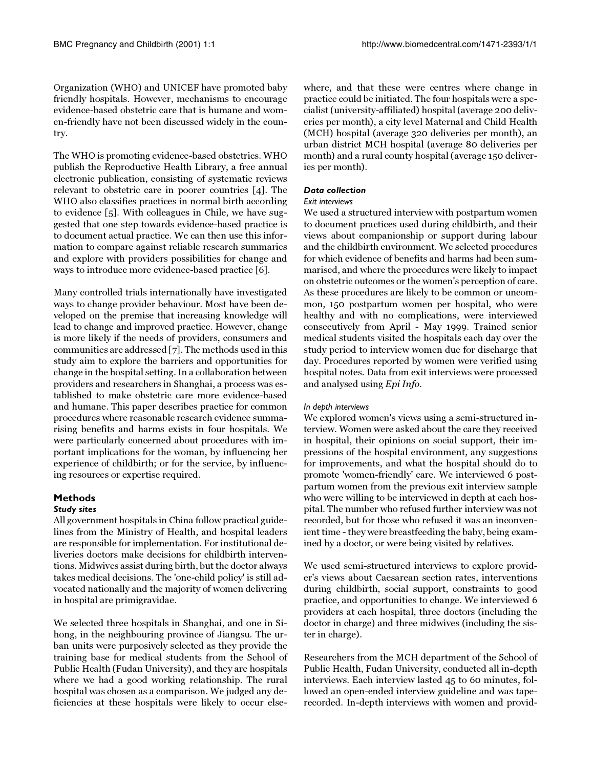Organization (WHO) and UNICEF have promoted baby friendly hospitals. However, mechanisms to encourage evidence-based obstetric care that is humane and women-friendly have not been discussed widely in the country.

The WHO is promoting evidence-based obstetrics. WHO publish the Reproductive Health Library, a free annual electronic publication, consisting of systematic reviews relevant to obstetric care in poorer countries [4]. The WHO also classifies practices in normal birth according to evidence [5]. With colleagues in Chile, we have suggested that one step towards evidence-based practice is to document actual practice. We can then use this information to compare against reliable research summaries and explore with providers possibilities for change and ways to introduce more evidence-based practice [6].

Many controlled trials internationally have investigated ways to change provider behaviour. Most have been developed on the premise that increasing knowledge will lead to change and improved practice. However, change is more likely if the needs of providers, consumers and communities are addressed [7]. The methods used in this study aim to explore the barriers and opportunities for change in the hospital setting. In a collaboration between providers and researchers in Shanghai, a process was established to make obstetric care more evidence-based and humane. This paper describes practice for common procedures where reasonable research evidence summarising benefits and harms exists in four hospitals. We were particularly concerned about procedures with important implications for the woman, by influencing her experience of childbirth; or for the service, by influencing resources or expertise required.

## Methods

### Study sites

All government hospitals in China follow practical guidelines from the Ministry of Health, and hospital leaders are responsible for implementation. For institutional deliveries doctors make decisions for childbirth interventions. Midwives assist during birth, but the doctor always takes medical decisions. The 'one-child policy' is still advocated nationally and the majority of women delivering in hospital are primigravidae.

We selected three hospitals in Shanghai, and one in Sihong, in the neighbouring province of Jiangsu. The urban units were purposively selected as they provide the training base for medical students from the School of Public Health (Fudan University), and they are hospitals where we had a good working relationship. The rural hospital was chosen as a comparison. We judged any deficiencies at these hospitals were likely to occur elsewhere, and that these were centres where change in practice could be initiated. The four hospitals were a specialist (university-affiliated) hospital (average 200 deliveries per month), a city level Maternal and Child Health (MCH) hospital (average 320 deliveries per month), an urban district MCH hospital (average 80 deliveries per month) and a rural county hospital (average 150 deliveries per month).

### Data collection

#### Exit interviews

We used a structured interview with postpartum women to document practices used during childbirth, and their views about companionship or support during labour and the childbirth environment. We selected procedures for which evidence of benefits and harms had been summarised, and where the procedures were likely to impact on obstetric outcomes or the women's perception of care. As these procedures are likely to be common or uncommon, 150 postpartum women per hospital, who were healthy and with no complications, were interviewed consecutively from April - May 1999. Trained senior medical students visited the hospitals each day over the study period to interview women due for discharge that day. Procedures reported by women were verified using hospital notes. Data from exit interviews were processed and analysed using *Epi Info*.

#### In depth interviews

We explored women's views using a semi-structured interview. Women were asked about the care they received in hospital, their opinions on social support, their impressions of the hospital environment, any suggestions for improvements, and what the hospital should do to promote 'women-friendly' care. We interviewed 6 postpartum women from the previous exit interview sample who were willing to be interviewed in depth at each hospital. The number who refused further interview was not recorded, but for those who refused it was an inconvenient time - they were breastfeeding the baby, being examined by a doctor, or were being visited by relatives.

We used semi-structured interviews to explore provider's views about Caesarean section rates, interventions during childbirth, social support, constraints to good practice, and opportunities to change. We interviewed 6 providers at each hospital, three doctors (including the doctor in charge) and three midwives (including the sister in charge).

Researchers from the MCH department of the School of Public Health, Fudan University, conducted all in-depth interviews. Each interview lasted 45 to 60 minutes, followed an open-ended interview guideline and was tape-recorded. In-depth interviews with women and provid-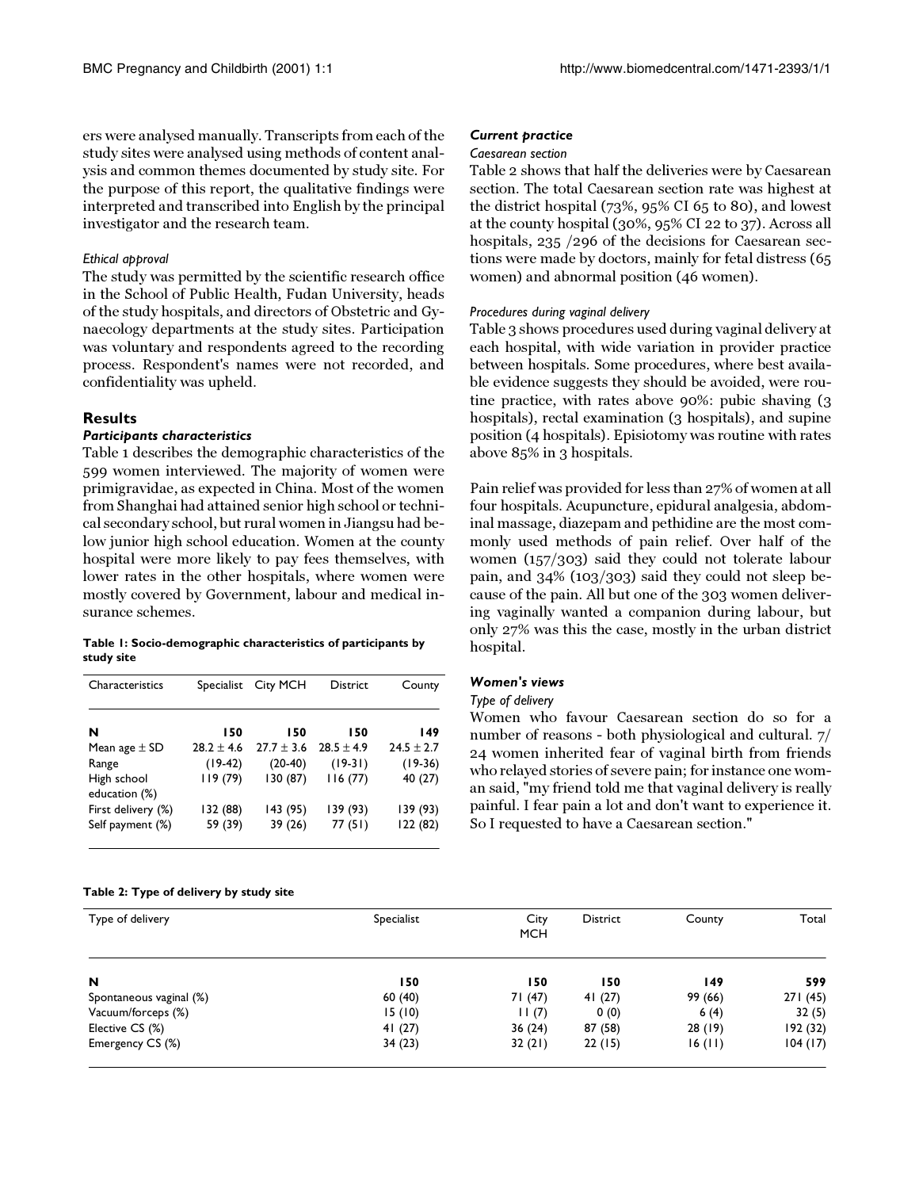ers were analysed manually. Transcripts from each of the study sites were analysed using methods of content analysis and common themes documented by study site. For the purpose of this report, the qualitative findings were interpreted and transcribed into English by the principal investigator and the research team.

#### *Ethical approval*

The study was permitted by the scientific research office in the School of Public Health, Fudan University, heads of the study hospitals, and directors of Obstetric and Gynaecology departments at the study sites. Participation was voluntary and respondents agreed to the recording process. Respondent's names were not recorded, and confidentiality was upheld.

## Results

### *Participants characteristics*

Table 1 describes the demographic characteristics of the 599 women interviewed. The majority of women were primigravidae, as expected in China. Most of the women from Shanghai had attained senior high school or technical secondary school, but rural women in Jiangsu had below junior high school education. Women at the county hospital were more likely to pay fees themselves, with lower rates in the other hospitals, where women were mostly covered by Government, labour and medical insurance schemes.

**Table 1: Socio-demographic characteristics of participants by study site**

| Characteristics | Specialist | City MCH | District | County |
|---|---|---|---|---|
| **N** | **150** | **150** | **150** | **149** |
| Mean age ± SD | 28.2 ± 4.6 | 27.7 ± 3.6 | 28.5 ± 4.9 | 24.5 ± 2.7 |
| Range | (19-42) | (20-40) | (19-31) | (19-36) |
| High school education (%) | 119 (79) | 130 (87) | 116 (77) | 40 (27) |
| First delivery (%) | 132 (88) | 143 (95) | 139 (93) | 139 (93) |
| Self payment (%) | 59 (39) | 39 (26) | 77 (51) | 122 (82) |

### *Current practice*

#### *Caesarean section*

Table 2 shows that half the deliveries were by Caesarean section. The total Caesarean section rate was highest at the district hospital (73%, 95% CI 65 to 80), and lowest at the county hospital (30%, 95% CI 22 to 37). Across all hospitals, 235 /296 of the decisions for Caesarean sections were made by doctors, mainly for fetal distress (65 women) and abnormal position (46 women).

#### *Procedures during vaginal delivery*

Table 3 shows procedures used during vaginal delivery at each hospital, with wide variation in provider practice between hospitals. Some procedures, where best available evidence suggests they should be avoided, were routine practice, with rates above 90%: pubic shaving (3 hospitals), rectal examination (3 hospitals), and supine position (4 hospitals). Episiotomy was routine with rates above 85% in 3 hospitals.

Pain relief was provided for less than 27% of women at all four hospitals. Acupuncture, epidural analgesia, abdominal massage, diazepam and pethidine are the most commonly used methods of pain relief. Over half of the women (157/303) said they could not tolerate labour pain, and 34% (103/303) said they could not sleep because of the pain. All but one of the 303 women delivering vaginally wanted a companion during labour, but only 27% was this the case, mostly in the urban district hospital.

### *Women's views*

#### *Type of delivery*

Women who favour Caesarean section do so for a number of reasons - both physiological and cultural. 7/24 women inherited fear of vaginal birth from friends who relayed stories of severe pain; for instance one woman said, "my friend told me that vaginal delivery is really painful. I fear pain a lot and don't want to experience it. So I requested to have a Caesarean section."

**Table 2: Type of delivery by study site**

| Type of delivery | Specialist | City MCH | District | County | Total |
|---|---|---|---|---|---|
| **N** | **150** | **150** | **150** | **149** | **599** |
| Spontaneous vaginal (%) | 60 (40) | 71 (47) | 41 (27) | 99 (66) | 271 (45) |
| Vacuum/forceps (%) | 15 (10) | 11 (7) | 0 (0) | 6 (4) | 32 (5) |
| Elective CS (%) | 41 (27) | 36 (24) | 87 (58) | 28 (19) | 192 (32) |
| Emergency CS (%) | 34 (23) | 32 (21) | 22 (15) | 16 (11) | 104 (17) |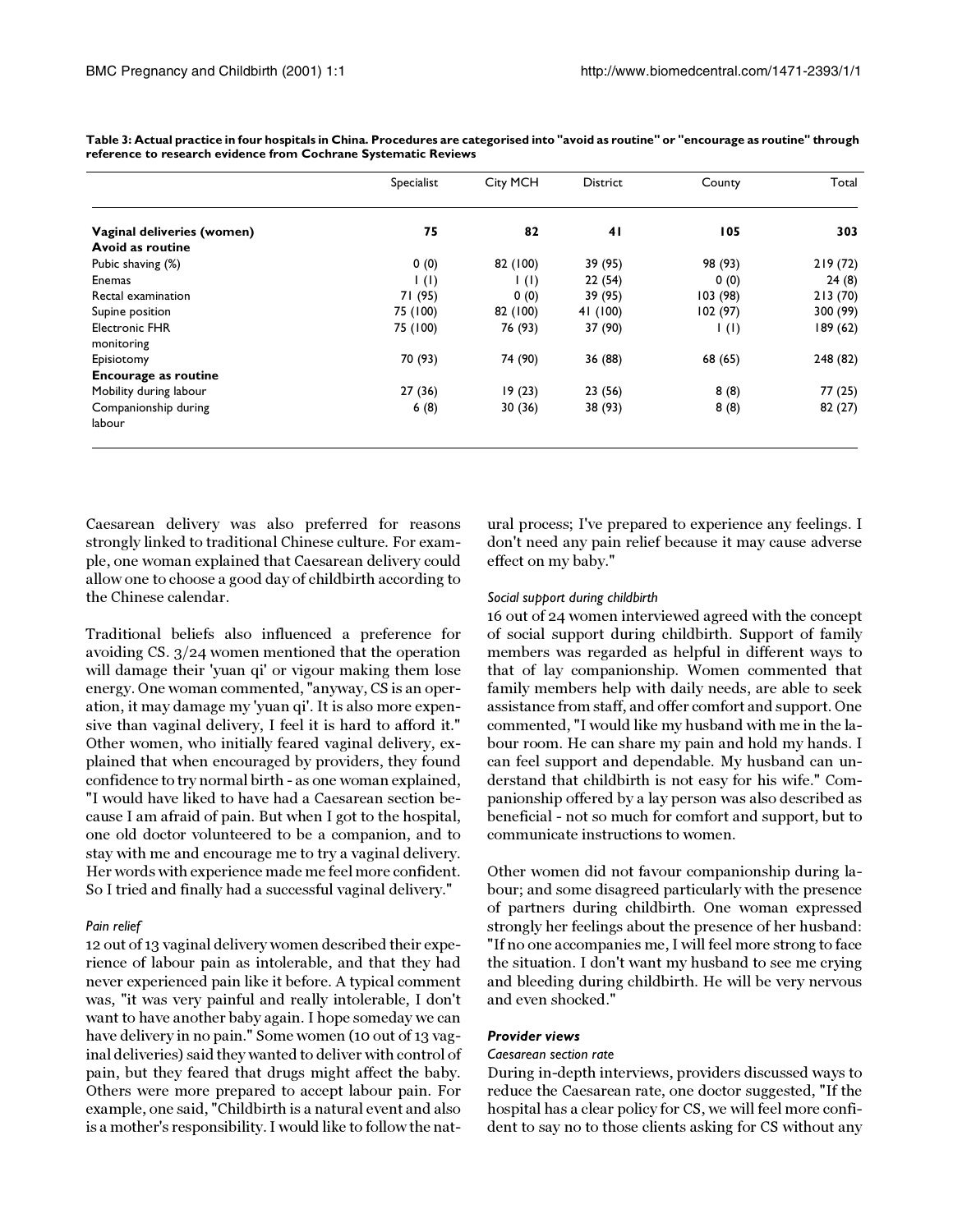**Table 3: Actual practice in four hospitals in China. Procedures are categorised into "avoid as routine" or "encourage as routine" through reference to research evidence from Cochrane Systematic Reviews**

| | Specialist | City MCH | District | County | Total |
|---|---|---|---|---|---|
| **Vaginal deliveries (women)** | **75** | **82** | **41** | **105** | **303** |
| **Avoid as routine** | | | | | |
| Pubic shaving (%) | 0 (0) | 82 (100) | 39 (95) | 98 (93) | 219 (72) |
| Enemas | 1 (1) | 1 (1) | 22 (54) | 0 (0) | 24 (8) |
| Rectal examination | 71 (95) | 0 (0) | 39 (95) | 103 (98) | 213 (70) |
| Supine position | 75 (100) | 82 (100) | 41 (100) | 102 (97) | 300 (99) |
| Electronic FHR monitoring | 75 (100) | 76 (93) | 37 (90) | 1 (1) | 189 (62) |
| Episiotomy | 70 (93) | 74 (90) | 36 (88) | 68 (65) | 248 (82) |
| **Encourage as routine** | | | | | |
| Mobility during labour | 27 (36) | 19 (23) | 23 (56) | 8 (8) | 77 (25) |
| Companionship during labour | 6 (8) | 30 (36) | 38 (93) | 8 (8) | 82 (27) |

Caesarean delivery was also preferred for reasons strongly linked to traditional Chinese culture. For example, one woman explained that Caesarean delivery could allow one to choose a good day of childbirth according to the Chinese calendar.

Traditional beliefs also influenced a preference for avoiding CS. 3/24 women mentioned that the operation will damage their 'yuan qi' or vigour making them lose energy. One woman commented, "anyway, CS is an operation, it may damage my 'yuan qi'. It is also more expensive than vaginal delivery, I feel it is hard to afford it." Other women, who initially feared vaginal delivery, explained that when encouraged by providers, they found confidence to try normal birth - as one woman explained, "I would have liked to have had a Caesarean section because I am afraid of pain. But when I got to the hospital, one old doctor volunteered to be a companion, and to stay with me and encourage me to try a vaginal delivery. Her words with experience made me feel more confident. So I tried and finally had a successful vaginal delivery."

*Pain relief*

12 out of 13 vaginal delivery women described their experience of labour pain as intolerable, and that they had never experienced pain like it before. A typical comment was, "it was very painful and really intolerable, I don't want to have another baby again. I hope someday we can have delivery in no pain." Some women (10 out of 13 vaginal deliveries) said they wanted to deliver with control of pain, but they feared that drugs might affect the baby. Others were more prepared to accept labour pain. For example, one said, "Childbirth is a natural event and also is a mother's responsibility. I would like to follow the natural process; I've prepared to experience any feelings. I don't need any pain relief because it may cause adverse effect on my baby."

*Social support during childbirth*

16 out of 24 women interviewed agreed with the concept of social support during childbirth. Support of family members was regarded as helpful in different ways to that of lay companionship. Women commented that family members help with daily needs, are able to seek assistance from staff, and offer comfort and support. One commented, "I would like my husband with me in the labour room. He can share my pain and hold my hands. I can feel support and dependable. My husband can understand that childbirth is not easy for his wife." Companionship offered by a lay person was also described as beneficial - not so much for comfort and support, but to communicate instructions to women.

Other women did not favour companionship during labour; and some disagreed particularly with the presence of partners during childbirth. One woman expressed strongly her feelings about the presence of her husband: "If no one accompanies me, I will feel more strong to face the situation. I don't want my husband to see me crying and bleeding during childbirth. He will be very nervous and even shocked."

***Provider views***

*Caesarean section rate*

During in-depth interviews, providers discussed ways to reduce the Caesarean rate, one doctor suggested, "If the hospital has a clear policy for CS, we will feel more confident to say no to those clients asking for CS without any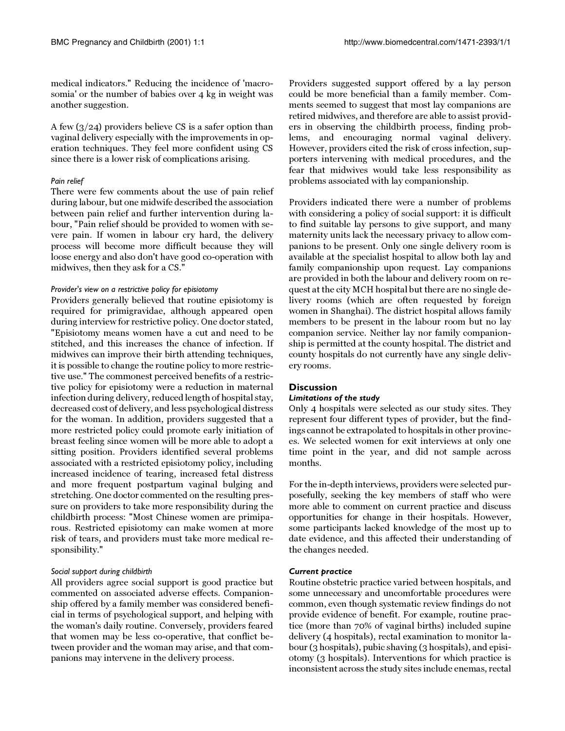medical indicators." Reducing the incidence of 'macrosomia' or the number of babies over 4 kg in weight was another suggestion.

A few (3/24) providers believe CS is a safer option than vaginal delivery especially with the improvements in operation techniques. They feel more confident using CS since there is a lower risk of complications arising.

#### Pain relief

There were few comments about the use of pain relief during labour, but one midwife described the association between pain relief and further intervention during labour, "Pain relief should be provided to women with severe pain. If women in labour cry hard, the delivery process will become more difficult because they will loose energy and also don't have good co-operation with midwives, then they ask for a CS."

#### Provider's view on a restrictive policy for episiotomy

Providers generally believed that routine episiotomy is required for primigravidae, although appeared open during interview for restrictive policy. One doctor stated, "Episiotomy means women have a cut and need to be stitched, and this increases the chance of infection. If midwives can improve their birth attending techniques, it is possible to change the routine policy to more restrictive use." The commonest perceived benefits of a restrictive policy for episiotomy were a reduction in maternal infection during delivery, reduced length of hospital stay, decreased cost of delivery, and less psychological distress for the woman. In addition, providers suggested that a more restricted policy could promote early initiation of breast feeling since women will be more able to adopt a sitting position. Providers identified several problems associated with a restricted episiotomy policy, including increased incidence of tearing, increased fetal distress and more frequent postpartum vaginal bulging and stretching. One doctor commented on the resulting pressure on providers to take more responsibility during the childbirth process: "Most Chinese women are primiparous. Restricted episiotomy can make women at more risk of tears, and providers must take more medical responsibility."

#### Social support during childbirth

All providers agree social support is good practice but commented on associated adverse effects. Companionship offered by a family member was considered beneficial in terms of psychological support, and helping with the woman's daily routine. Conversely, providers feared that women may be less co-operative, that conflict between provider and the woman may arise, and that companions may intervene in the delivery process.

Providers suggested support offered by a lay person could be more beneficial than a family member. Comments seemed to suggest that most lay companions are retired midwives, and therefore are able to assist providers in observing the childbirth process, finding problems, and encouraging normal vaginal delivery. However, providers cited the risk of cross infection, supporters intervening with medical procedures, and the fear that midwives would take less responsibility as problems associated with lay companionship.

Providers indicated there were a number of problems with considering a policy of social support: it is difficult to find suitable lay persons to give support, and many maternity units lack the necessary privacy to allow companions to be present. Only one single delivery room is available at the specialist hospital to allow both lay and family companionship upon request. Lay companions are provided in both the labour and delivery room on request at the city MCH hospital but there are no single delivery rooms (which are often requested by foreign women in Shanghai). The district hospital allows family members to be present in the labour room but no lay companion service. Neither lay nor family companionship is permitted at the county hospital. The district and county hospitals do not currently have any single delivery rooms.

## Discussion

### Limitations of the study

Only 4 hospitals were selected as our study sites. They represent four different types of provider, but the findings cannot be extrapolated to hospitals in other provinces. We selected women for exit interviews at only one time point in the year, and did not sample across months.

For the in-depth interviews, providers were selected purposefully, seeking the key members of staff who were more able to comment on current practice and discuss opportunities for change in their hospitals. However, some participants lacked knowledge of the most up to date evidence, and this affected their understanding of the changes needed.

### Current practice

Routine obstetric practice varied between hospitals, and some unnecessary and uncomfortable procedures were common, even though systematic review findings do not provide evidence of benefit. For example, routine practice (more than 70% of vaginal births) included supine delivery (4 hospitals), rectal examination to monitor labour (3 hospitals), pubic shaving (3 hospitals), and episiotomy (3 hospitals). Interventions for which practice is inconsistent across the study sites include enemas, rectal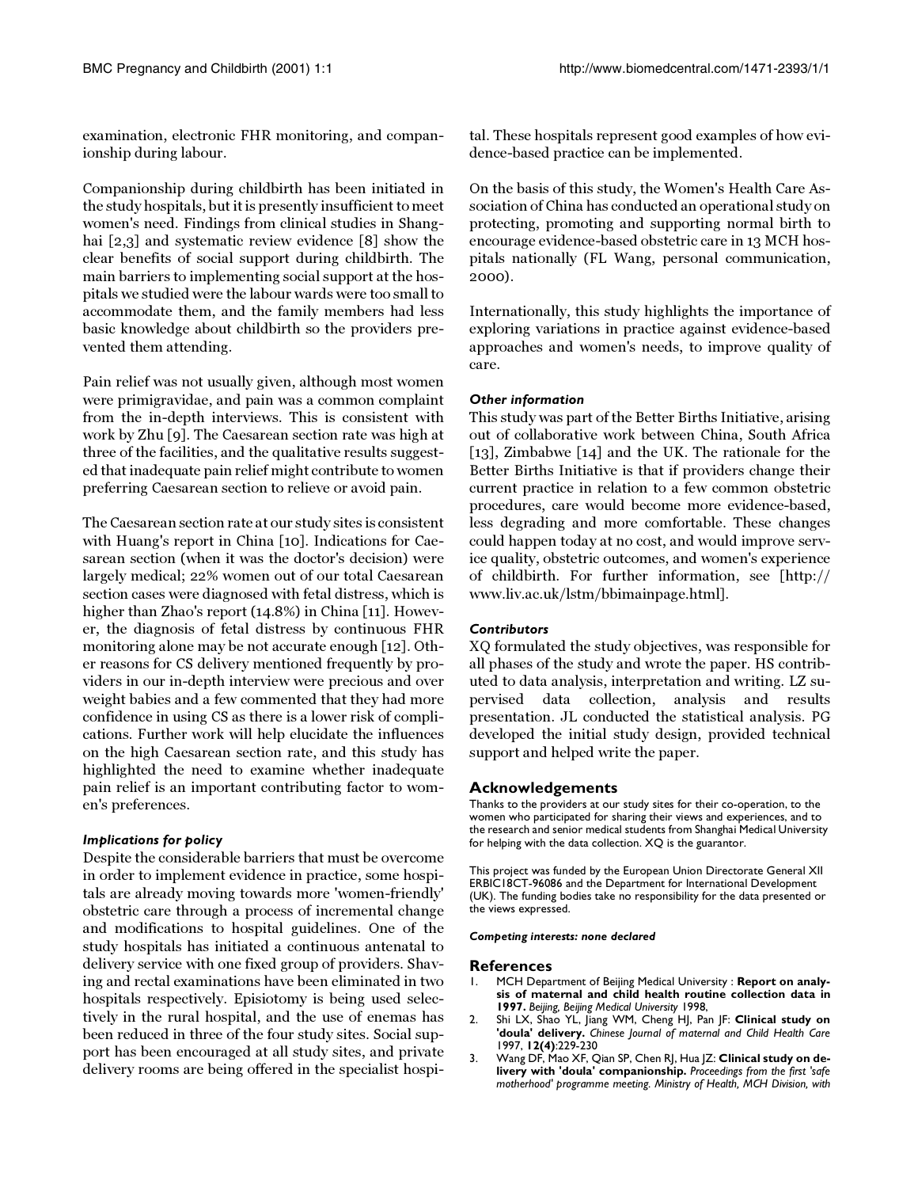examination, electronic FHR monitoring, and companionship during labour.

Companionship during childbirth has been initiated in the study hospitals, but it is presently insufficient to meet women's need. Findings from clinical studies in Shanghai [2,3] and systematic review evidence [8] show the clear benefits of social support during childbirth. The main barriers to implementing social support at the hospitals we studied were the labour wards were too small to accommodate them, and the family members had less basic knowledge about childbirth so the providers prevented them attending.

Pain relief was not usually given, although most women were primigravidae, and pain was a common complaint from the in-depth interviews. This is consistent with work by Zhu [9]. The Caesarean section rate was high at three of the facilities, and the qualitative results suggested that inadequate pain relief might contribute to women preferring Caesarean section to relieve or avoid pain.

The Caesarean section rate at our study sites is consistent with Huang's report in China [10]. Indications for Caesarean section (when it was the doctor's decision) were largely medical; 22% women out of our total Caesarean section cases were diagnosed with fetal distress, which is higher than Zhao's report (14.8%) in China [11]. However, the diagnosis of fetal distress by continuous FHR monitoring alone may be not accurate enough [12]. Other reasons for CS delivery mentioned frequently by providers in our in-depth interview were precious and over weight babies and a few commented that they had more confidence in using CS as there is a lower risk of complications. Further work will help elucidate the influences on the high Caesarean section rate, and this study has highlighted the need to examine whether inadequate pain relief is an important contributing factor to women's preferences.

### Implications for policy

Despite the considerable barriers that must be overcome in order to implement evidence in practice, some hospitals are already moving towards more 'women-friendly' obstetric care through a process of incremental change and modifications to hospital guidelines. One of the study hospitals has initiated a continuous antenatal to delivery service with one fixed group of providers. Shaving and rectal examinations have been eliminated in two hospitals respectively. Episiotomy is being used selectively in the rural hospital, and the use of enemas has been reduced in three of the four study sites. Social support has been encouraged at all study sites, and private delivery rooms are being offered in the specialist hospital. These hospitals represent good examples of how evidence-based practice can be implemented.

On the basis of this study, the Women's Health Care Association of China has conducted an operational study on protecting, promoting and supporting normal birth to encourage evidence-based obstetric care in 13 MCH hospitals nationally (FL Wang, personal communication, 2000).

Internationally, this study highlights the importance of exploring variations in practice against evidence-based approaches and women's needs, to improve quality of care.

### Other information

This study was part of the Better Births Initiative, arising out of collaborative work between China, South Africa [13], Zimbabwe [14] and the UK. The rationale for the Better Births Initiative is that if providers change their current practice in relation to a few common obstetric procedures, care would become more evidence-based, less degrading and more comfortable. These changes could happen today at no cost, and would improve service quality, obstetric outcomes, and women's experience of childbirth. For further information, see [http://www.liv.ac.uk/lstm/bbimainpage.html].

### Contributors

XQ formulated the study objectives, was responsible for all phases of the study and wrote the paper. HS contributed to data analysis, interpretation and writing. LZ supervised data collection, analysis and results presentation. JL conducted the statistical analysis. PG developed the initial study design, provided technical support and helped write the paper.

## Acknowledgements

Thanks to the providers at our study sites for their co-operation, to the women who participated for sharing their views and experiences, and to the research and senior medical students from Shanghai Medical University for helping with the data collection. XQ is the guarantor.

This project was funded by the European Union Directorate General XII ERBIC18CT-96086 and the Department for International Development (UK). The funding bodies take no responsibility for the data presented or the views expressed.

***Competing interests: none declared***

## References

1. MCH Department of Beijing Medical University : **Report on analysis of maternal and child health routine collection data in 1997.** *Beijing, Beijing Medical University* 1998,
2. Shi LX, Shao YL, Jiang WM, Cheng HJ, Pan JF: **Clinical study on 'doula' delivery.** *Chinese Journal of maternal and Child Health Care* 1997, **12(4)**:229-230
3. Wang DF, Mao XF, Qian SP, Chen RJ, Hua JZ: **Clinical study on delivery with 'doula' companionship.** *Proceedings from the first 'safe motherhood' programme meeting. Ministry of Health, MCH Division, with*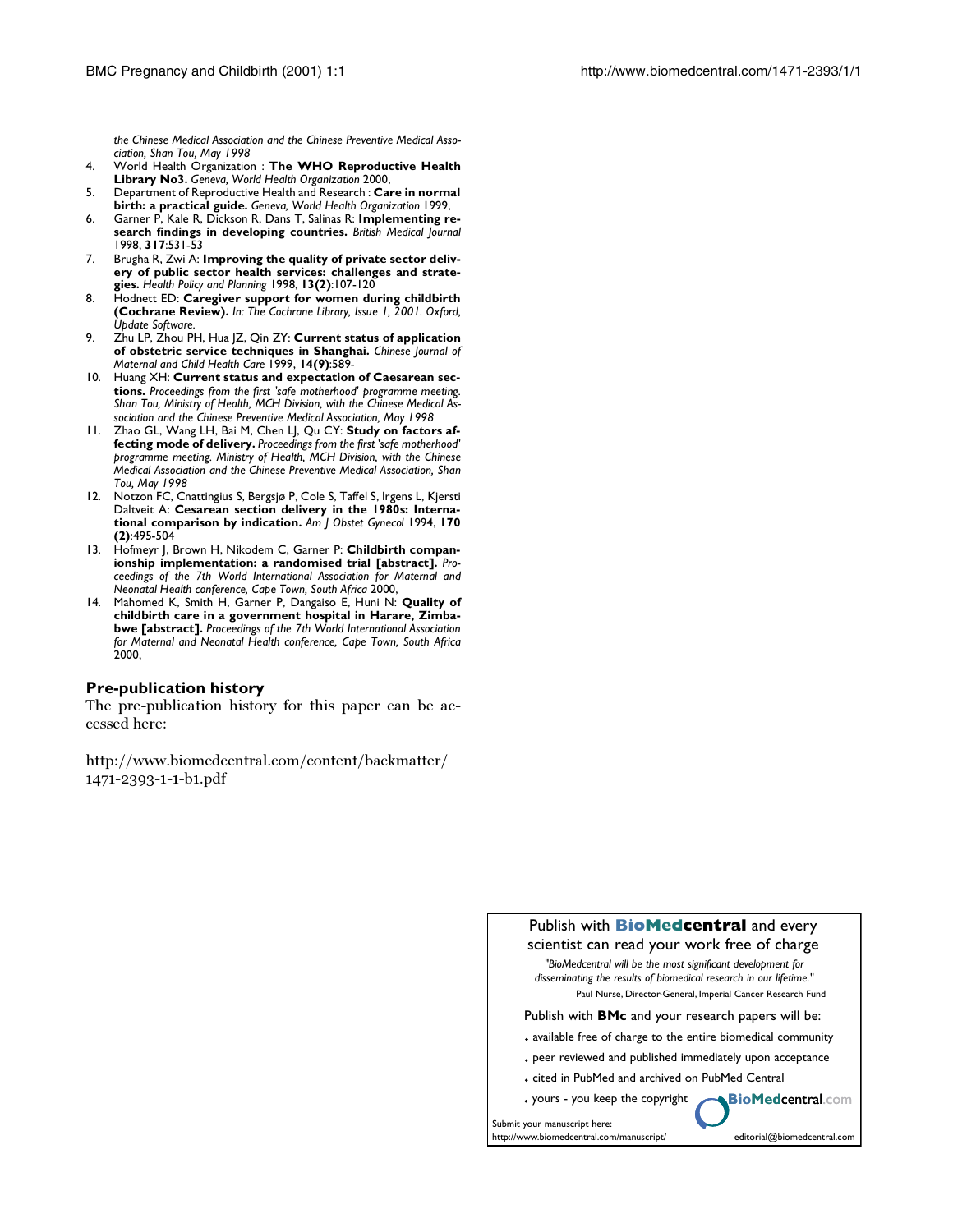the Chinese Medical Association and the Chinese Preventive Medical Association, Shan Tou, May 1998

4. World Health Organization : **The WHO Reproductive Health Library No3.** *Geneva, World Health Organization* 2000,
5. Department of Reproductive Health and Research : **Care in normal birth: a practical guide.** *Geneva, World Health Organization* 1999,
6. Garner P, Kale R, Dickson R, Dans T, Salinas R: **Implementing research findings in developing countries.** *British Medical Journal* 1998, **317**:531-53
7. Brugha R, Zwi A: **Improving the quality of private sector delivery of public sector health services: challenges and strategies.** *Health Policy and Planning* 1998, **13(2)**:107-120
8. Hodnett ED: **Caregiver support for women during childbirth (Cochrane Review).** *In: The Cochrane Library, Issue 1, 2001. Oxford, Update Software.*
9. Zhu LP, Zhou PH, Hua JZ, Qin ZY: **Current status of application of obstetric service techniques in Shanghai.** *Chinese Journal of Maternal and Child Health Care* 1999, **14(9)**:589-
10. Huang XH: **Current status and expectation of Caesarean sections.** *Proceedings from the first 'safe motherhood' programme meeting. Shan Tou, Ministry of Health, MCH Division, with the Chinese Medical Association and the Chinese Preventive Medical Association, May 1998*
11. Zhao GL, Wang LH, Bai M, Chen LJ, Qu CY: **Study on factors affecting mode of delivery.** *Proceedings from the first 'safe motherhood' programme meeting. Ministry of Health, MCH Division, with the Chinese Medical Association and the Chinese Preventive Medical Association, Shan Tou, May 1998*
12. Notzon FC, Cnattingius S, Bergsjø P, Cole S, Taffel S, Irgens L, Kjersti Daltveit A: **Cesarean section delivery in the 1980s: International comparison by indication.** *Am J Obstet Gynecol* 1994, **170 (2)**:495-504
13. Hofmeyr J, Brown H, Nikodem C, Garner P: **Childbirth companionship implementation: a randomised trial [abstract].** *Proceedings of the 7th World International Association for Maternal and Neonatal Health conference, Cape Town, South Africa* 2000,
14. Mahomed K, Smith H, Garner P, Dangaiso E, Huni N: **Quality of childbirth care in a government hospital in Harare, Zimbabwe [abstract].** *Proceedings of the 7th World International Association for Maternal and Neonatal Health conference, Cape Town, South Africa* 2000,

## Pre-publication history

The pre-publication history for this paper can be accessed here:

http://www.biomedcentral.com/content/backmatter/1471-2393-1-1-b1.pdf

Publish with **BioMedcentral** and every scientist can read your work free of charge

*"BioMedcentral will be the most significant development for disseminating the results of biomedical research in our lifetime."*
Paul Nurse, Director-General, Imperial Cancer Research Fund

Publish with **BMc** and your research papers will be:

- available free of charge to the entire biomedical community
- peer reviewed and published immediately upon acceptance
- cited in PubMed and archived on PubMed Central
- yours - you keep the copyright

**BioMed**central.com

Submit your manuscript here:
http://www.biomedcentral.com/manuscript/

editorial@biomedcentral.com